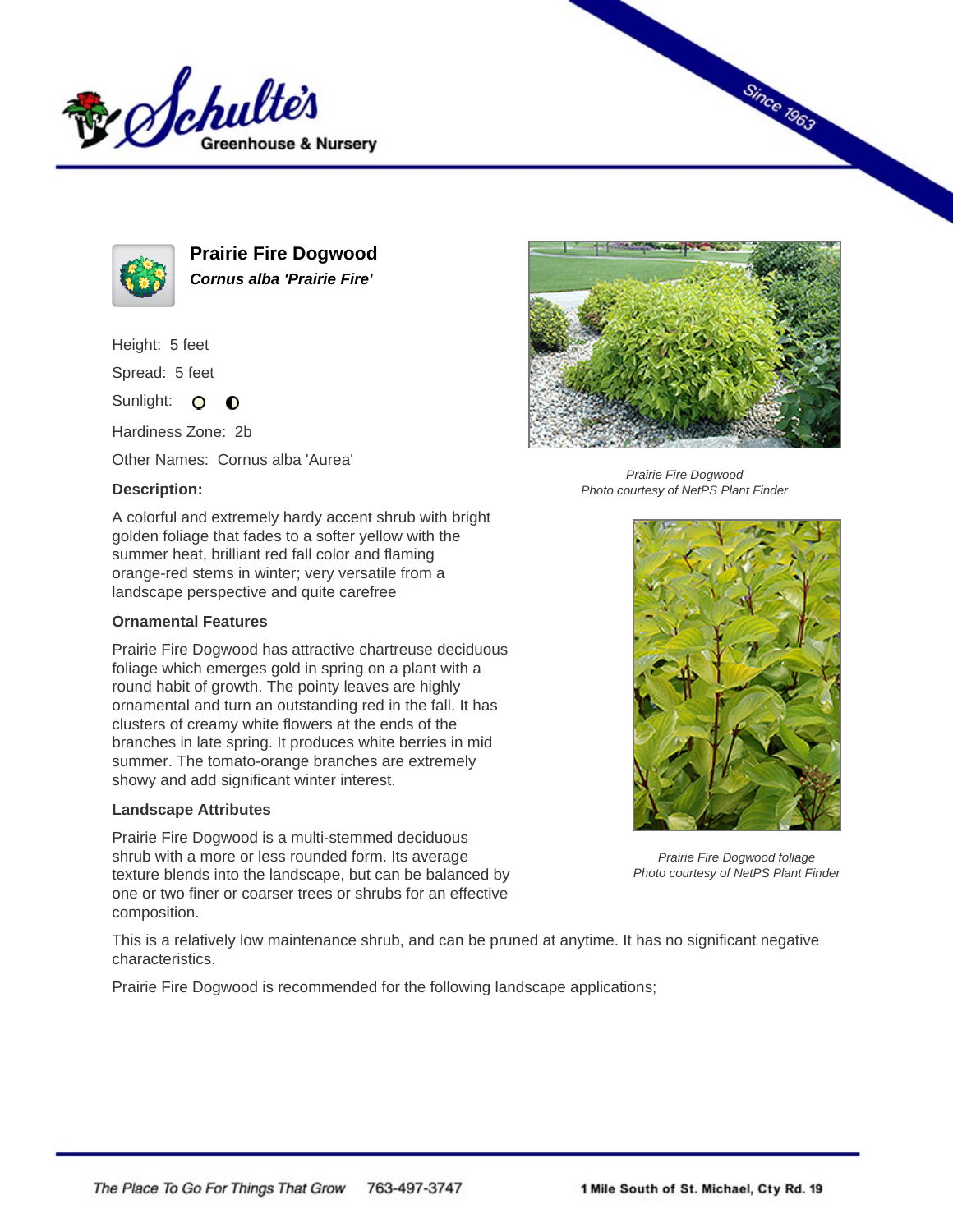# Prairie Fire Dogwood

***Cornus alba 'Prairie Fire'***

Height: 5 feet

Spread: 5 feet

Sunlight: ○ ◐

Hardiness Zone: 2b

Other Names: Cornus alba 'Aurea'

**Description:**

A colorful and extremely hardy accent shrub with bright golden foliage that fades to a softer yellow with the summer heat, brilliant red fall color and flaming orange-red stems in winter; very versatile from a landscape perspective and quite carefree

### Ornamental Features

Prairie Fire Dogwood has attractive chartreuse deciduous foliage which emerges gold in spring on a plant with a round habit of growth. The pointy leaves are highly ornamental and turn an outstanding red in the fall. It has clusters of creamy white flowers at the ends of the branches in late spring. It produces white berries in mid summer. The tomato-orange branches are extremely showy and add significant winter interest.

### Landscape Attributes

Prairie Fire Dogwood is a multi-stemmed deciduous shrub with a more or less rounded form. Its average texture blends into the landscape, but can be balanced by one or two finer or coarser trees or shrubs for an effective composition.

This is a relatively low maintenance shrub, and can be pruned at anytime. It has no significant negative characteristics.

Prairie Fire Dogwood is recommended for the following landscape applications;

*Prairie Fire Dogwood*
*Photo courtesy of NetPS Plant Finder*

*Prairie Fire Dogwood foliage*
*Photo courtesy of NetPS Plant Finder*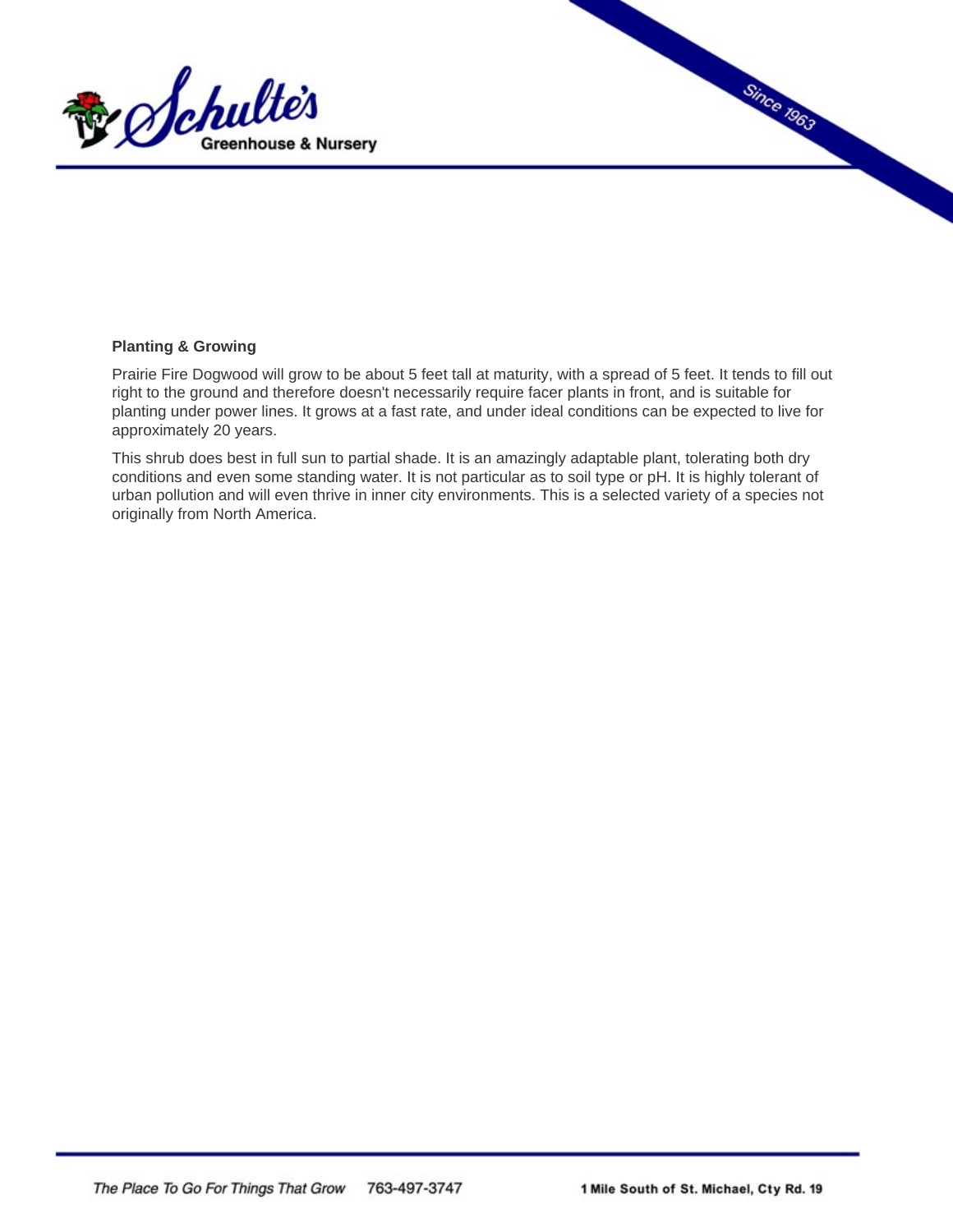**Planting & Growing**

Prairie Fire Dogwood will grow to be about 5 feet tall at maturity, with a spread of 5 feet. It tends to fill out right to the ground and therefore doesn't necessarily require facer plants in front, and is suitable for planting under power lines. It grows at a fast rate, and under ideal conditions can be expected to live for approximately 20 years.

This shrub does best in full sun to partial shade. It is an amazingly adaptable plant, tolerating both dry conditions and even some standing water. It is not particular as to soil type or pH. It is highly tolerant of urban pollution and will even thrive in inner city environments. This is a selected variety of a species not originally from North America.